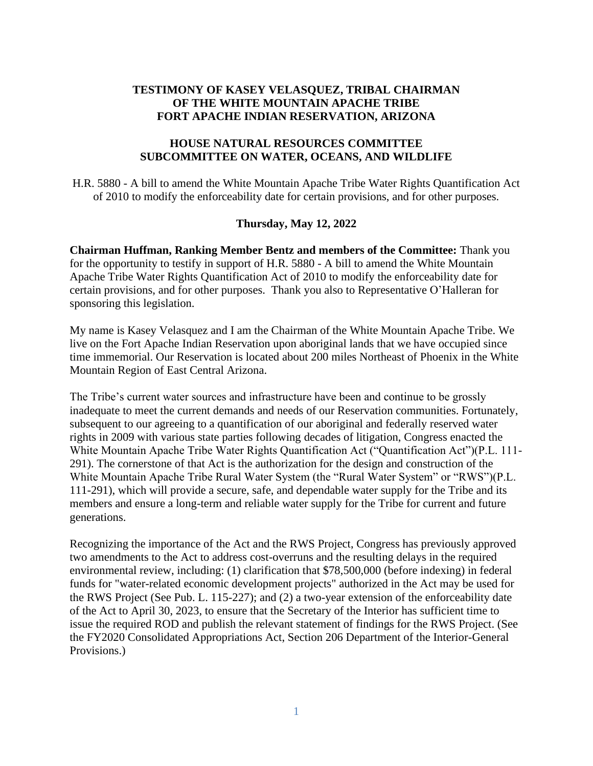**TESTIMONY OF KASEY VELASQUEZ, TRIBAL CHAIRMAN**
**OF THE WHITE MOUNTAIN APACHE TRIBE**
**FORT APACHE INDIAN RESERVATION, ARIZONA**

**HOUSE NATURAL RESOURCES COMMITTEE**
**SUBCOMMITTEE ON WATER, OCEANS, AND WILDLIFE**

H.R. 5880 - A bill to amend the White Mountain Apache Tribe Water Rights Quantification Act of 2010 to modify the enforceability date for certain provisions, and for other purposes.

**Thursday, May 12, 2022**

**Chairman Huffman, Ranking Member Bentz and members of the Committee:** Thank you for the opportunity to testify in support of H.R. 5880 - A bill to amend the White Mountain Apache Tribe Water Rights Quantification Act of 2010 to modify the enforceability date for certain provisions, and for other purposes. Thank you also to Representative O'Halleran for sponsoring this legislation.

My name is Kasey Velasquez and I am the Chairman of the White Mountain Apache Tribe. We live on the Fort Apache Indian Reservation upon aboriginal lands that we have occupied since time immemorial. Our Reservation is located about 200 miles Northeast of Phoenix in the White Mountain Region of East Central Arizona.

The Tribe's current water sources and infrastructure have been and continue to be grossly inadequate to meet the current demands and needs of our Reservation communities. Fortunately, subsequent to our agreeing to a quantification of our aboriginal and federally reserved water rights in 2009 with various state parties following decades of litigation, Congress enacted the White Mountain Apache Tribe Water Rights Quantification Act ("Quantification Act")(P.L. 111-291). The cornerstone of that Act is the authorization for the design and construction of the White Mountain Apache Tribe Rural Water System (the "Rural Water System" or "RWS")(P.L. 111-291), which will provide a secure, safe, and dependable water supply for the Tribe and its members and ensure a long-term and reliable water supply for the Tribe for current and future generations.

Recognizing the importance of the Act and the RWS Project, Congress has previously approved two amendments to the Act to address cost-overruns and the resulting delays in the required environmental review, including: (1) clarification that $78,500,000 (before indexing) in federal funds for "water-related economic development projects" authorized in the Act may be used for the RWS Project (See Pub. L. 115-227); and (2) a two-year extension of the enforceability date of the Act to April 30, 2023, to ensure that the Secretary of the Interior has sufficient time to issue the required ROD and publish the relevant statement of findings for the RWS Project. (See the FY2020 Consolidated Appropriations Act, Section 206 Department of the Interior-General Provisions.)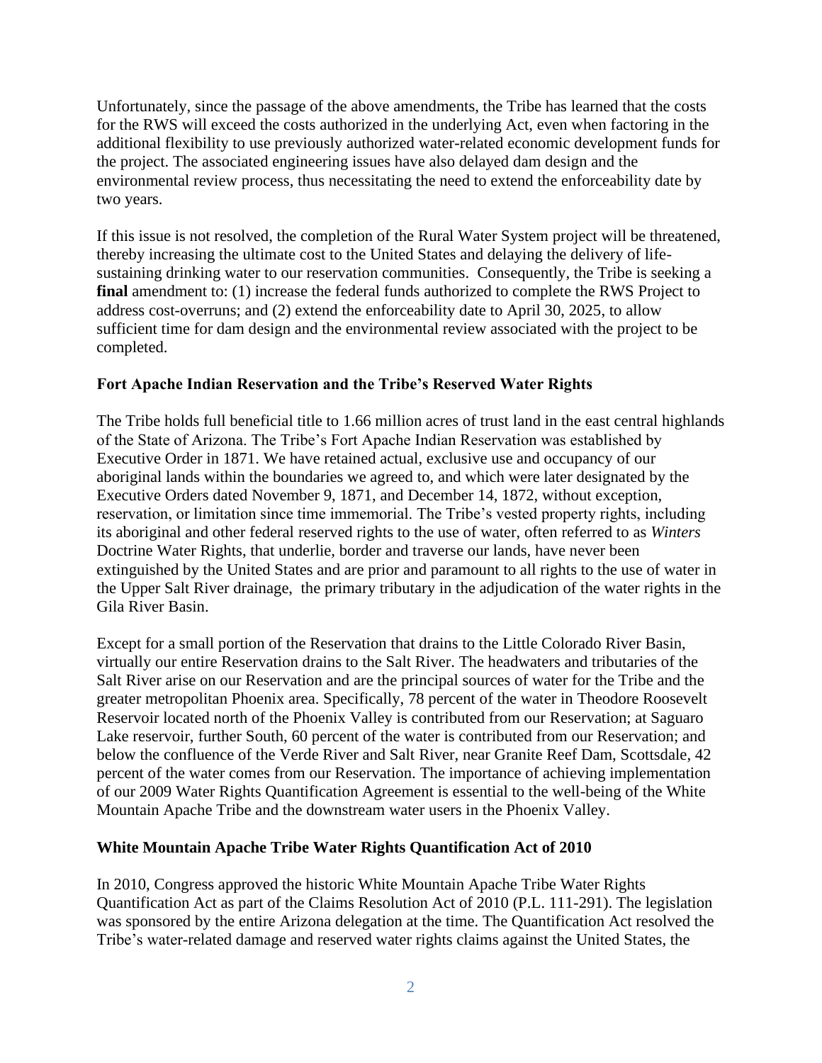Unfortunately, since the passage of the above amendments, the Tribe has learned that the costs for the RWS will exceed the costs authorized in the underlying Act, even when factoring in the additional flexibility to use previously authorized water-related economic development funds for the project. The associated engineering issues have also delayed dam design and the environmental review process, thus necessitating the need to extend the enforceability date by two years.

If this issue is not resolved, the completion of the Rural Water System project will be threatened, thereby increasing the ultimate cost to the United States and delaying the delivery of life-sustaining drinking water to our reservation communities. Consequently, the Tribe is seeking a **final** amendment to: (1) increase the federal funds authorized to complete the RWS Project to address cost-overruns; and (2) extend the enforceability date to April 30, 2025, to allow sufficient time for dam design and the environmental review associated with the project to be completed.

**Fort Apache Indian Reservation and the Tribe's Reserved Water Rights**

The Tribe holds full beneficial title to 1.66 million acres of trust land in the east central highlands of the State of Arizona. The Tribe's Fort Apache Indian Reservation was established by Executive Order in 1871. We have retained actual, exclusive use and occupancy of our aboriginal lands within the boundaries we agreed to, and which were later designated by the Executive Orders dated November 9, 1871, and December 14, 1872, without exception, reservation, or limitation since time immemorial. The Tribe's vested property rights, including its aboriginal and other federal reserved rights to the use of water, often referred to as *Winters* Doctrine Water Rights, that underlie, border and traverse our lands, have never been extinguished by the United States and are prior and paramount to all rights to the use of water in the Upper Salt River drainage, the primary tributary in the adjudication of the water rights in the Gila River Basin.

Except for a small portion of the Reservation that drains to the Little Colorado River Basin, virtually our entire Reservation drains to the Salt River. The headwaters and tributaries of the Salt River arise on our Reservation and are the principal sources of water for the Tribe and the greater metropolitan Phoenix area. Specifically, 78 percent of the water in Theodore Roosevelt Reservoir located north of the Phoenix Valley is contributed from our Reservation; at Saguaro Lake reservoir, further South, 60 percent of the water is contributed from our Reservation; and below the confluence of the Verde River and Salt River, near Granite Reef Dam, Scottsdale, 42 percent of the water comes from our Reservation. The importance of achieving implementation of our 2009 Water Rights Quantification Agreement is essential to the well-being of the White Mountain Apache Tribe and the downstream water users in the Phoenix Valley.

**White Mountain Apache Tribe Water Rights Quantification Act of 2010**

In 2010, Congress approved the historic White Mountain Apache Tribe Water Rights Quantification Act as part of the Claims Resolution Act of 2010 (P.L. 111-291). The legislation was sponsored by the entire Arizona delegation at the time. The Quantification Act resolved the Tribe's water-related damage and reserved water rights claims against the United States, the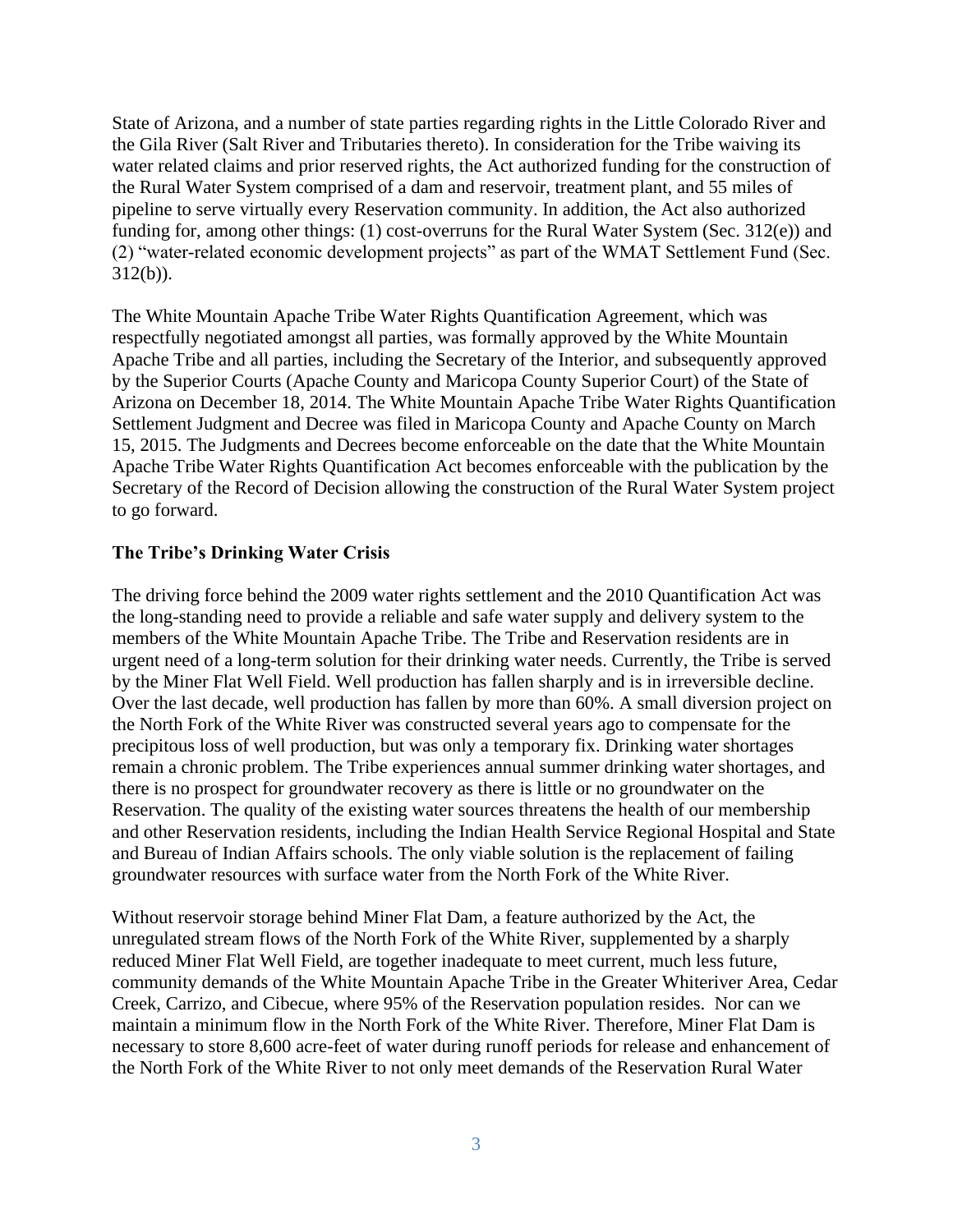State of Arizona, and a number of state parties regarding rights in the Little Colorado River and the Gila River (Salt River and Tributaries thereto). In consideration for the Tribe waiving its water related claims and prior reserved rights, the Act authorized funding for the construction of the Rural Water System comprised of a dam and reservoir, treatment plant, and 55 miles of pipeline to serve virtually every Reservation community. In addition, the Act also authorized funding for, among other things: (1) cost-overruns for the Rural Water System (Sec. 312(e)) and (2) "water-related economic development projects" as part of the WMAT Settlement Fund (Sec. 312(b)).

The White Mountain Apache Tribe Water Rights Quantification Agreement, which was respectfully negotiated amongst all parties, was formally approved by the White Mountain Apache Tribe and all parties, including the Secretary of the Interior, and subsequently approved by the Superior Courts (Apache County and Maricopa County Superior Court) of the State of Arizona on December 18, 2014. The White Mountain Apache Tribe Water Rights Quantification Settlement Judgment and Decree was filed in Maricopa County and Apache County on March 15, 2015. The Judgments and Decrees become enforceable on the date that the White Mountain Apache Tribe Water Rights Quantification Act becomes enforceable with the publication by the Secretary of the Record of Decision allowing the construction of the Rural Water System project to go forward.

**The Tribe's Drinking Water Crisis**

The driving force behind the 2009 water rights settlement and the 2010 Quantification Act was the long-standing need to provide a reliable and safe water supply and delivery system to the members of the White Mountain Apache Tribe. The Tribe and Reservation residents are in urgent need of a long-term solution for their drinking water needs. Currently, the Tribe is served by the Miner Flat Well Field. Well production has fallen sharply and is in irreversible decline. Over the last decade, well production has fallen by more than 60%. A small diversion project on the North Fork of the White River was constructed several years ago to compensate for the precipitous loss of well production, but was only a temporary fix. Drinking water shortages remain a chronic problem. The Tribe experiences annual summer drinking water shortages, and there is no prospect for groundwater recovery as there is little or no groundwater on the Reservation. The quality of the existing water sources threatens the health of our membership and other Reservation residents, including the Indian Health Service Regional Hospital and State and Bureau of Indian Affairs schools. The only viable solution is the replacement of failing groundwater resources with surface water from the North Fork of the White River.

Without reservoir storage behind Miner Flat Dam, a feature authorized by the Act, the unregulated stream flows of the North Fork of the White River, supplemented by a sharply reduced Miner Flat Well Field, are together inadequate to meet current, much less future, community demands of the White Mountain Apache Tribe in the Greater Whiteriver Area, Cedar Creek, Carrizo, and Cibecue, where 95% of the Reservation population resides. Nor can we maintain a minimum flow in the North Fork of the White River. Therefore, Miner Flat Dam is necessary to store 8,600 acre-feet of water during runoff periods for release and enhancement of the North Fork of the White River to not only meet demands of the Reservation Rural Water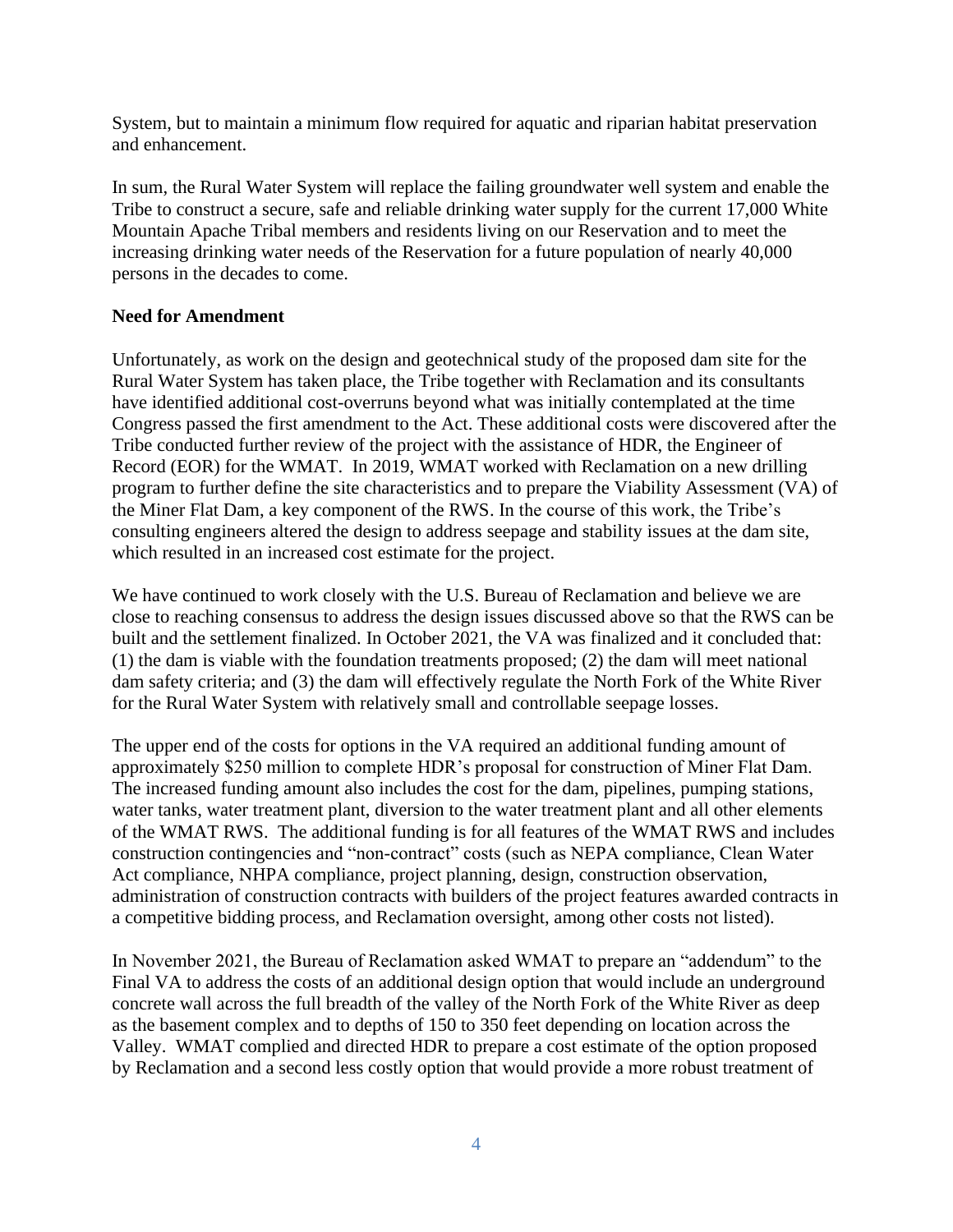System, but to maintain a minimum flow required for aquatic and riparian habitat preservation and enhancement.

In sum, the Rural Water System will replace the failing groundwater well system and enable the Tribe to construct a secure, safe and reliable drinking water supply for the current 17,000 White Mountain Apache Tribal members and residents living on our Reservation and to meet the increasing drinking water needs of the Reservation for a future population of nearly 40,000 persons in the decades to come.

**Need for Amendment**

Unfortunately, as work on the design and geotechnical study of the proposed dam site for the Rural Water System has taken place, the Tribe together with Reclamation and its consultants have identified additional cost-overruns beyond what was initially contemplated at the time Congress passed the first amendment to the Act. These additional costs were discovered after the Tribe conducted further review of the project with the assistance of HDR, the Engineer of Record (EOR) for the WMAT. In 2019, WMAT worked with Reclamation on a new drilling program to further define the site characteristics and to prepare the Viability Assessment (VA) of the Miner Flat Dam, a key component of the RWS. In the course of this work, the Tribe's consulting engineers altered the design to address seepage and stability issues at the dam site, which resulted in an increased cost estimate for the project.

We have continued to work closely with the U.S. Bureau of Reclamation and believe we are close to reaching consensus to address the design issues discussed above so that the RWS can be built and the settlement finalized. In October 2021, the VA was finalized and it concluded that: (1) the dam is viable with the foundation treatments proposed; (2) the dam will meet national dam safety criteria; and (3) the dam will effectively regulate the North Fork of the White River for the Rural Water System with relatively small and controllable seepage losses.

The upper end of the costs for options in the VA required an additional funding amount of approximately $250 million to complete HDR's proposal for construction of Miner Flat Dam. The increased funding amount also includes the cost for the dam, pipelines, pumping stations, water tanks, water treatment plant, diversion to the water treatment plant and all other elements of the WMAT RWS. The additional funding is for all features of the WMAT RWS and includes construction contingencies and "non-contract" costs (such as NEPA compliance, Clean Water Act compliance, NHPA compliance, project planning, design, construction observation, administration of construction contracts with builders of the project features awarded contracts in a competitive bidding process, and Reclamation oversight, among other costs not listed).

In November 2021, the Bureau of Reclamation asked WMAT to prepare an "addendum" to the Final VA to address the costs of an additional design option that would include an underground concrete wall across the full breadth of the valley of the North Fork of the White River as deep as the basement complex and to depths of 150 to 350 feet depending on location across the Valley. WMAT complied and directed HDR to prepare a cost estimate of the option proposed by Reclamation and a second less costly option that would provide a more robust treatment of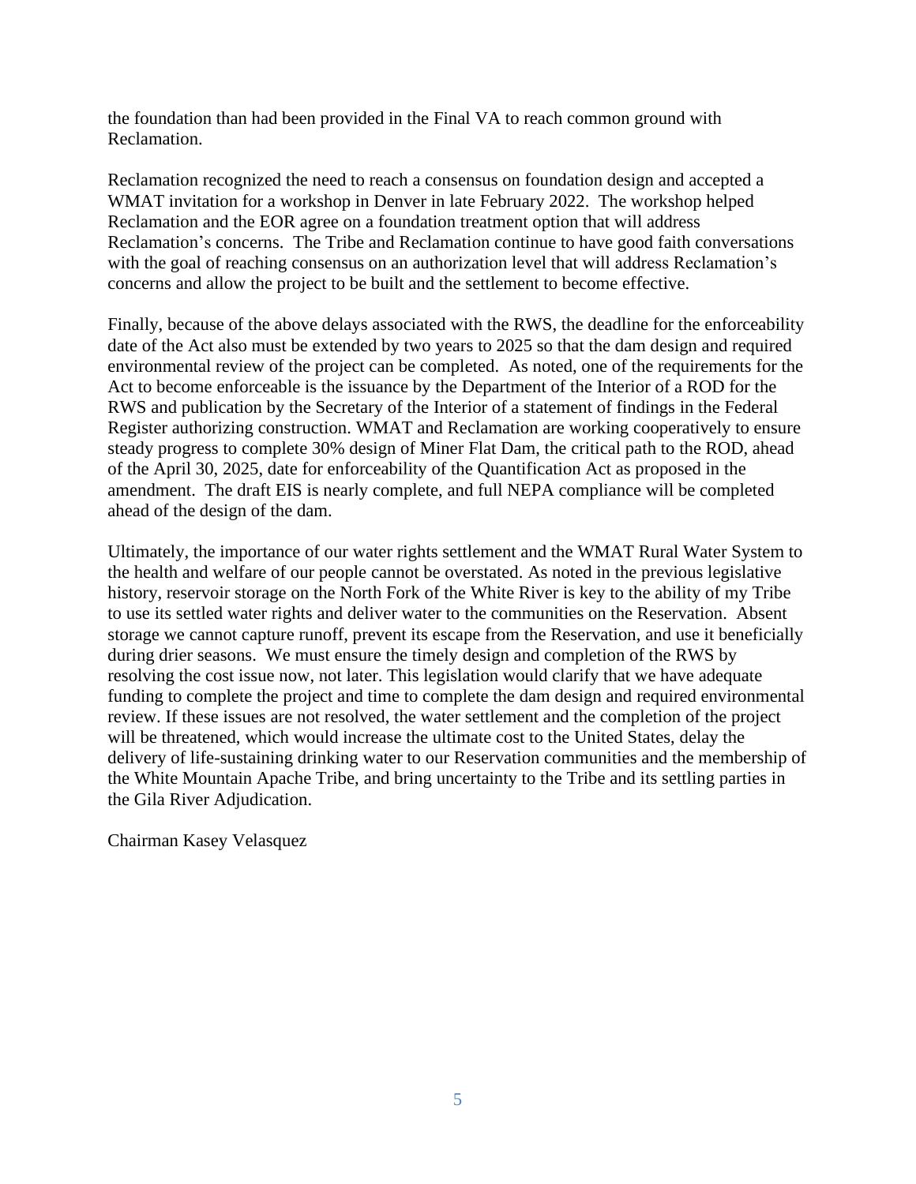the foundation than had been provided in the Final VA to reach common ground with Reclamation.

Reclamation recognized the need to reach a consensus on foundation design and accepted a WMAT invitation for a workshop in Denver in late February 2022. The workshop helped Reclamation and the EOR agree on a foundation treatment option that will address Reclamation's concerns. The Tribe and Reclamation continue to have good faith conversations with the goal of reaching consensus on an authorization level that will address Reclamation's concerns and allow the project to be built and the settlement to become effective.

Finally, because of the above delays associated with the RWS, the deadline for the enforceability date of the Act also must be extended by two years to 2025 so that the dam design and required environmental review of the project can be completed. As noted, one of the requirements for the Act to become enforceable is the issuance by the Department of the Interior of a ROD for the RWS and publication by the Secretary of the Interior of a statement of findings in the Federal Register authorizing construction. WMAT and Reclamation are working cooperatively to ensure steady progress to complete 30% design of Miner Flat Dam, the critical path to the ROD, ahead of the April 30, 2025, date for enforceability of the Quantification Act as proposed in the amendment. The draft EIS is nearly complete, and full NEPA compliance will be completed ahead of the design of the dam.

Ultimately, the importance of our water rights settlement and the WMAT Rural Water System to the health and welfare of our people cannot be overstated. As noted in the previous legislative history, reservoir storage on the North Fork of the White River is key to the ability of my Tribe to use its settled water rights and deliver water to the communities on the Reservation. Absent storage we cannot capture runoff, prevent its escape from the Reservation, and use it beneficially during drier seasons. We must ensure the timely design and completion of the RWS by resolving the cost issue now, not later. This legislation would clarify that we have adequate funding to complete the project and time to complete the dam design and required environmental review. If these issues are not resolved, the water settlement and the completion of the project will be threatened, which would increase the ultimate cost to the United States, delay the delivery of life-sustaining drinking water to our Reservation communities and the membership of the White Mountain Apache Tribe, and bring uncertainty to the Tribe and its settling parties in the Gila River Adjudication.

Chairman Kasey Velasquez